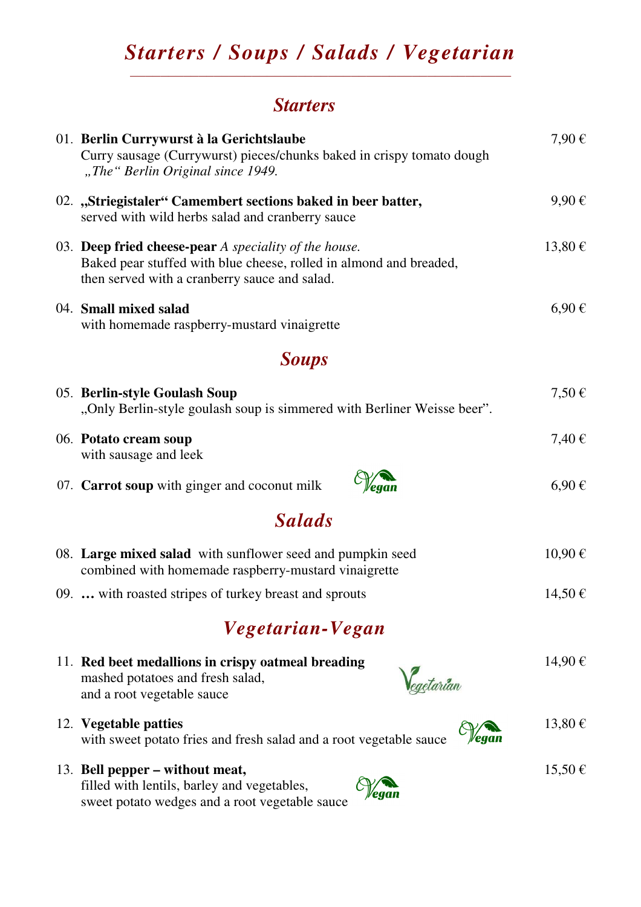# *Starters / Soups / Salads / Vegetarian*

## *Starters*

01. **Berlin Currywurst à la Gerichtslaube** — 7,90 €
Curry sausage (Currywurst) pieces/chunks baked in crispy tomato dough
*„The" Berlin Original since 1949.*

02. **„Striegistaler" Camembert sections baked in beer batter,** — 9,90 €
served with wild herbs salad and cranberry sauce

03. **Deep fried cheese-pear** *A speciality of the house.* — 13,80 €
Baked pear stuffed with blue cheese, rolled in almond and breaded, then served with a cranberry sauce and salad.

04. **Small mixed salad** — 6,90 €
with homemade raspberry-mustard vinaigrette

## *Soups*

05. **Berlin-style Goulash Soup** — 7,50 €
„Only Berlin-style goulash soup is simmered with Berliner Weisse beer".

06. **Potato cream soup** — 7,40 €
with sausage and leek

07. **Carrot soup** with ginger and coconut milk — Vegan — 6,90 €

## *Salads*

08. **Large mixed salad** with sunflower seed and pumpkin seed combined with homemade raspberry-mustard vinaigrette — 10,90 €

09. **…** with roasted stripes of turkey breast and sprouts — 14,50 €

## *Vegetarian-Vegan*

11. **Red beet medallions in crispy oatmeal breading** — Vegetarian — 14,90 €
mashed potatoes and fresh salad,
and a root vegetable sauce

12. **Vegetable patties** — Vegan — 13,80 €
with sweet potato fries and fresh salad and a root vegetable sauce

13. **Bell pepper – without meat,** — Vegan — 15,50 €
filled with lentils, barley and vegetables,
sweet potato wedges and a root vegetable sauce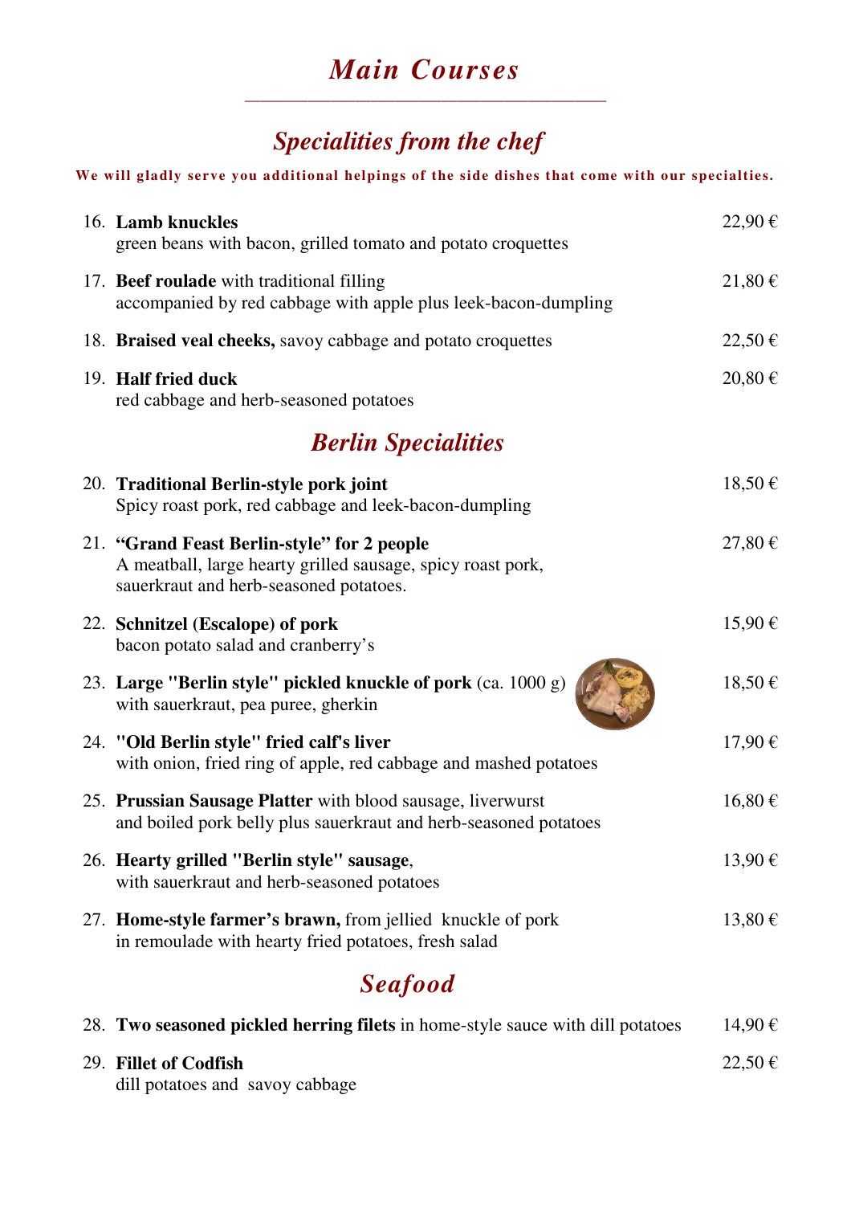# *Main Courses*

## *Specialities from the chef*

**We will gladly serve you additional helpings of the side dishes that come with our specialties.**

16. **Lamb knuckles** — 22,90 €
    green beans with bacon, grilled tomato and potato croquettes

17. **Beef roulade** with traditional filling — 21,80 €
    accompanied by red cabbage with apple plus leek-bacon-dumpling

18. **Braised veal cheeks,** savoy cabbage and potato croquettes — 22,50 €

19. **Half fried duck** — 20,80 €
    red cabbage and herb-seasoned potatoes

## *Berlin Specialities*

20. **Traditional Berlin-style pork joint** — 18,50 €
    Spicy roast pork, red cabbage and leek-bacon-dumpling

21. **"Grand Feast Berlin-style" for 2 people** — 27,80 €
    A meatball, large hearty grilled sausage, spicy roast pork, sauerkraut and herb-seasoned potatoes.

22. **Schnitzel (Escalope) of pork** — 15,90 €
    bacon potato salad and cranberry's

23. **Large "Berlin style" pickled knuckle of pork** (ca. 1000 g) — 18,50 €
    with sauerkraut, pea puree, gherkin

24. **"Old Berlin style" fried calf's liver** — 17,90 €
    with onion, fried ring of apple, red cabbage and mashed potatoes

25. **Prussian Sausage Platter** with blood sausage, liverwurst — 16,80 €
    and boiled pork belly plus sauerkraut and herb-seasoned potatoes

26. **Hearty grilled "Berlin style" sausage**, — 13,90 €
    with sauerkraut and herb-seasoned potatoes

27. **Home-style farmer's brawn,** from jellied knuckle of pork — 13,80 €
    in remoulade with hearty fried potatoes, fresh salad

## *Seafood*

28. **Two seasoned pickled herring filets** in home-style sauce with dill potatoes — 14,90 €

29. **Fillet of Codfish** — 22,50 €
    dill potatoes and savoy cabbage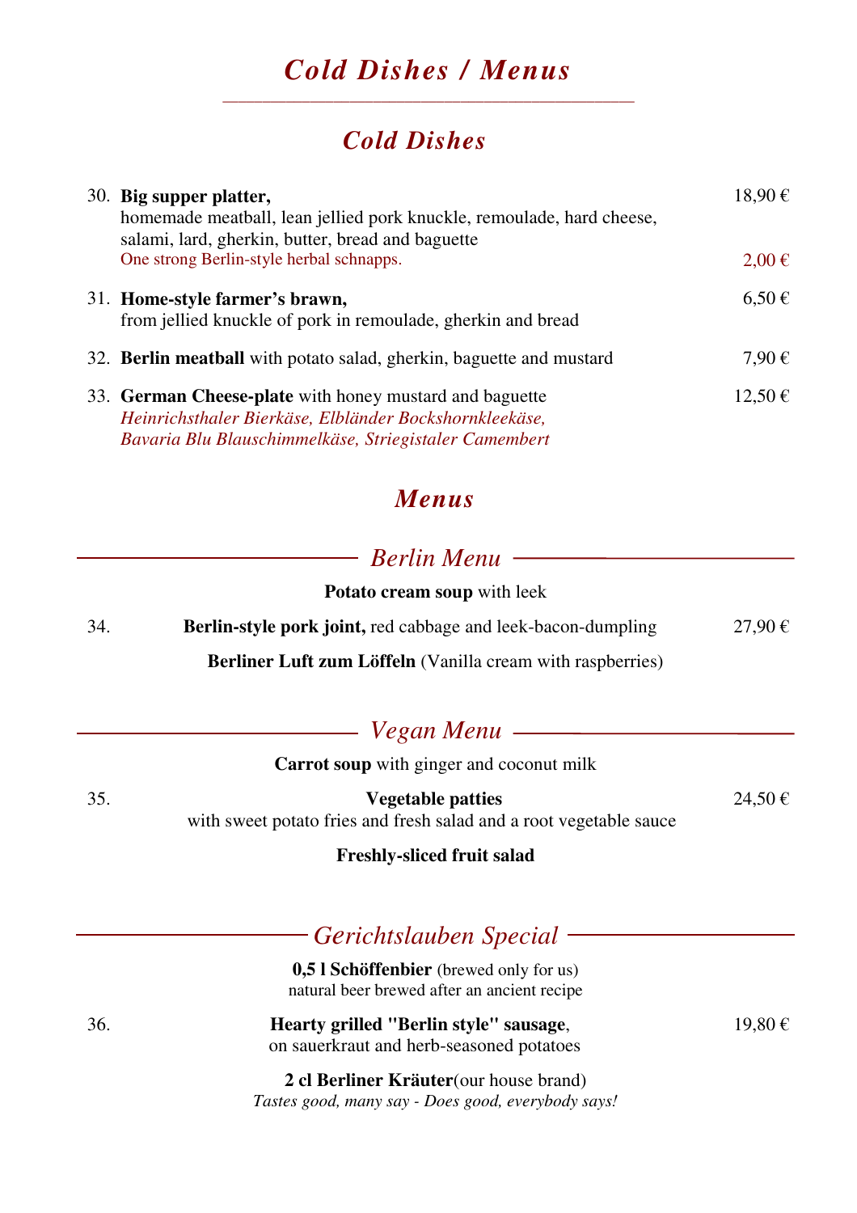# *Cold Dishes / Menus*

## *Cold Dishes*

30. **Big supper platter,** 18,90 €
    homemade meatball, lean jellied pork knuckle, remoulade, hard cheese, salami, lard, gherkin, butter, bread and baguette
    One strong Berlin-style herbal schnapps. 2,00 €

31. **Home-style farmer's brawn,** 6,50 €
    from jellied knuckle of pork in remoulade, gherkin and bread

32. **Berlin meatball** with potato salad, gherkin, baguette and mustard 7,90 €

33. **German Cheese-plate** with honey mustard and baguette 12,50 €
    *Heinrichsthaler Bierkäse, Elbländer Bockshornkleekäse, Bavaria Blu Blauschimmelkäse, Striegistaler Camembert*

## *Menus*

### *Berlin Menu*

**Potato cream soup** with leek

34. **Berlin-style pork joint,** red cabbage and leek-bacon-dumpling 27,90 €

**Berliner Luft zum Löffeln** (Vanilla cream with raspberries)

### *Vegan Menu*

**Carrot soup** with ginger and coconut milk

35. **Vegetable patties** 24,50 €
with sweet potato fries and fresh salad and a root vegetable sauce

**Freshly-sliced fruit salad**

### *Gerichtslauben Special*

**0,5 l Schöffenbier** (brewed only for us)
natural beer brewed after an ancient recipe

36. **Hearty grilled "Berlin style" sausage**, 19,80 €
on sauerkraut and herb-seasoned potatoes

**2 cl Berliner Kräuter**(our house brand)
*Tastes good, many say - Does good, everybody says!*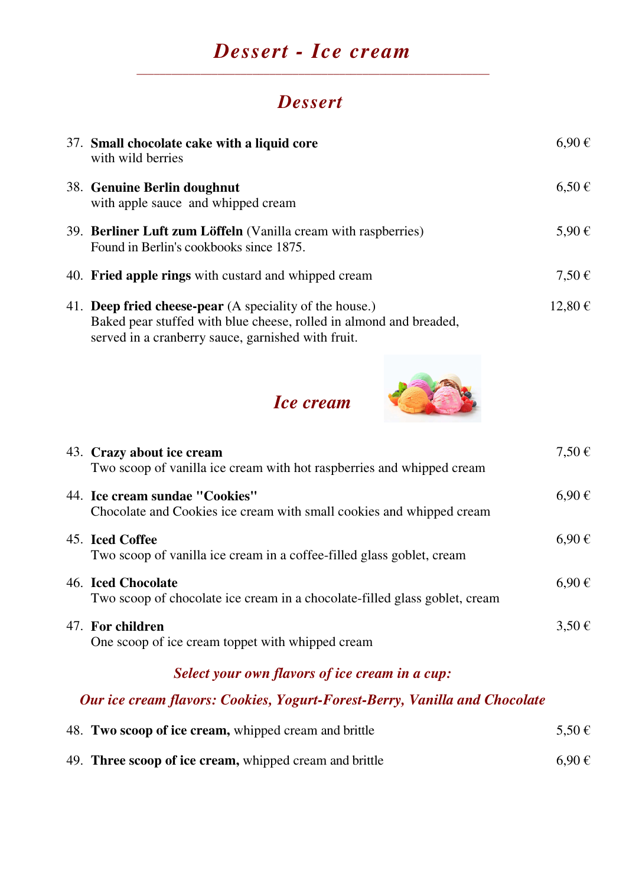# *Dessert - Ice cream*

## *Dessert*

37. **Small chocolate cake with a liquid core** — 6,90 €
    with wild berries

38. **Genuine Berlin doughnut** — 6,50 €
    with apple sauce and whipped cream

39. **Berliner Luft zum Löffeln** (Vanilla cream with raspberries) — 5,90 €
    Found in Berlin's cookbooks since 1875.

40. **Fried apple rings** with custard and whipped cream — 7,50 €

41. **Deep fried cheese-pear** (A speciality of the house.) — 12,80 €
    Baked pear stuffed with blue cheese, rolled in almond and breaded, served in a cranberry sauce, garnished with fruit.

## *Ice cream*

43. **Crazy about ice cream** — 7,50 €
    Two scoop of vanilla ice cream with hot raspberries and whipped cream

44. **Ice cream sundae "Cookies"** — 6,90 €
    Chocolate and Cookies ice cream with small cookies and whipped cream

45. **Iced Coffee** — 6,90 €
    Two scoop of vanilla ice cream in a coffee-filled glass goblet, cream

46. **Iced Chocolate** — 6,90 €
    Two scoop of chocolate ice cream in a chocolate-filled glass goblet, cream

47. **For children** — 3,50 €
    One scoop of ice cream toppet with whipped cream

*Select your own flavors of ice cream in a cup:*

*Our ice cream flavors: Cookies, Yogurt-Forest-Berry, Vanilla and Chocolate*

48. **Two scoop of ice cream,** whipped cream and brittle — 5,50 €

49. **Three scoop of ice cream,** whipped cream and brittle — 6,90 €